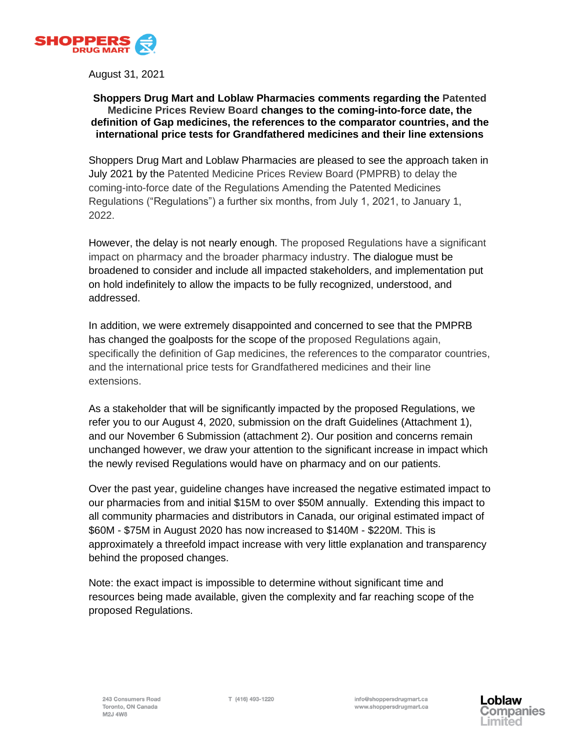August 31, 2021

**Shoppers Drug Mart and Loblaw Pharmacies comments regarding the Patented Medicine Prices Review Board changes to the coming-into-force date, the definition of Gap medicines, the references to the comparator countries, and the international price tests for Grandfathered medicines and their line extensions**

Shoppers Drug Mart and Loblaw Pharmacies are pleased to see the approach taken in July 2021 by the Patented Medicine Prices Review Board (PMPRB) to delay the coming-into-force date of the Regulations Amending the Patented Medicines Regulations ("Regulations") a further six months, from July 1, 2021, to January 1, 2022.

However, the delay is not nearly enough. The proposed Regulations have a significant impact on pharmacy and the broader pharmacy industry. The dialogue must be broadened to consider and include all impacted stakeholders, and implementation put on hold indefinitely to allow the impacts to be fully recognized, understood, and addressed.

In addition, we were extremely disappointed and concerned to see that the PMPRB has changed the goalposts for the scope of the proposed Regulations again, specifically the definition of Gap medicines, the references to the comparator countries, and the international price tests for Grandfathered medicines and their line extensions.

As a stakeholder that will be significantly impacted by the proposed Regulations, we refer you to our August 4, 2020, submission on the draft Guidelines (Attachment 1), and our November 6 Submission (attachment 2). Our position and concerns remain unchanged however, we draw your attention to the significant increase in impact which the newly revised Regulations would have on pharmacy and on our patients.

Over the past year, guideline changes have increased the negative estimated impact to our pharmacies from and initial $15M to over $50M annually. Extending this impact to all community pharmacies and distributors in Canada, our original estimated impact of $60M - $75M in August 2020 has now increased to $140M - $220M. This is approximately a threefold impact increase with very little explanation and transparency behind the proposed changes.

Note: the exact impact is impossible to determine without significant time and resources being made available, given the complexity and far reaching scope of the proposed Regulations.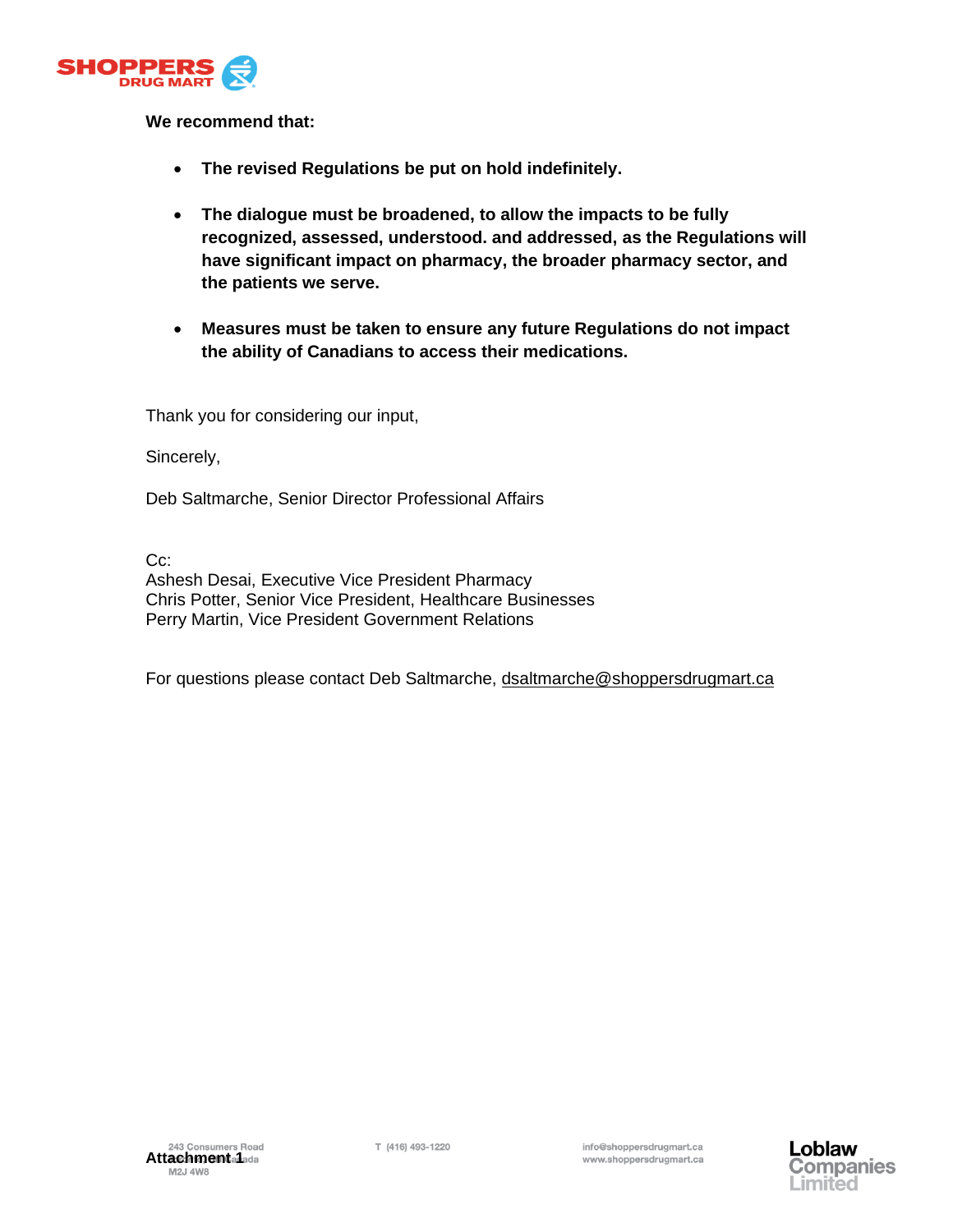**We recommend that:**

- **The revised Regulations be put on hold indefinitely.**

- **The dialogue must be broadened, to allow the impacts to be fully recognized, assessed, understood. and addressed, as the Regulations will have significant impact on pharmacy, the broader pharmacy sector, and the patients we serve.**

- **Measures must be taken to ensure any future Regulations do not impact the ability of Canadians to access their medications.**

Thank you for considering our input,

Sincerely,

Deb Saltmarche, Senior Director Professional Affairs

Cc:
Ashesh Desai, Executive Vice President Pharmacy
Chris Potter, Senior Vice President, Healthcare Businesses
Perry Martin, Vice President Government Relations

For questions please contact Deb Saltmarche, dsaltmarche@shoppersdrugmart.ca

Attachment 1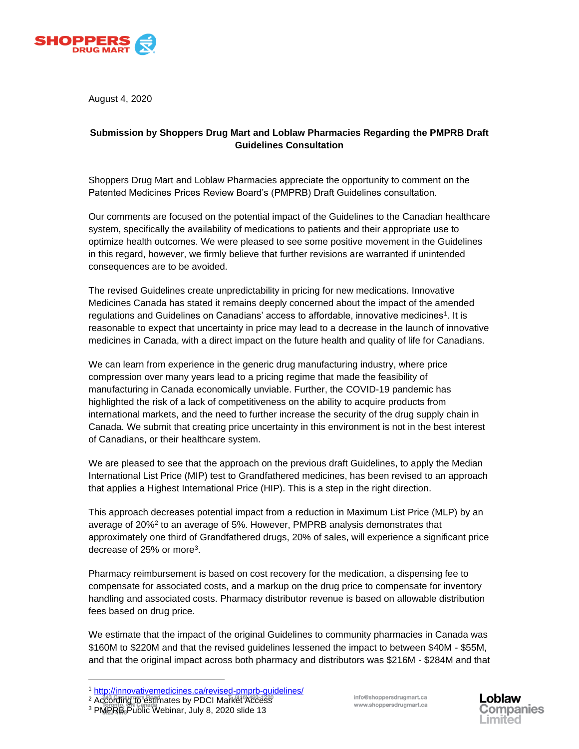August 4, 2020

**Submission by Shoppers Drug Mart and Loblaw Pharmacies Regarding the PMPRB Draft Guidelines Consultation**

Shoppers Drug Mart and Loblaw Pharmacies appreciate the opportunity to comment on the Patented Medicines Prices Review Board's (PMPRB) Draft Guidelines consultation.

Our comments are focused on the potential impact of the Guidelines to the Canadian healthcare system, specifically the availability of medications to patients and their appropriate use to optimize health outcomes. We were pleased to see some positive movement in the Guidelines in this regard, however, we firmly believe that further revisions are warranted if unintended consequences are to be avoided.

The revised Guidelines create unpredictability in pricing for new medications. Innovative Medicines Canada has stated it remains deeply concerned about the impact of the amended regulations and Guidelines on Canadians' access to affordable, innovative medicines[1]. It is reasonable to expect that uncertainty in price may lead to a decrease in the launch of innovative medicines in Canada, with a direct impact on the future health and quality of life for Canadians.

We can learn from experience in the generic drug manufacturing industry, where price compression over many years lead to a pricing regime that made the feasibility of manufacturing in Canada economically unviable. Further, the COVID-19 pandemic has highlighted the risk of a lack of competitiveness on the ability to acquire products from international markets, and the need to further increase the security of the drug supply chain in Canada. We submit that creating price uncertainty in this environment is not in the best interest of Canadians, or their healthcare system.

We are pleased to see that the approach on the previous draft Guidelines, to apply the Median International List Price (MIP) test to Grandfathered medicines, has been revised to an approach that applies a Highest International Price (HIP). This is a step in the right direction.

This approach decreases potential impact from a reduction in Maximum List Price (MLP) by an average of 20%[2] to an average of 5%. However, PMPRB analysis demonstrates that approximately one third of Grandfathered drugs, 20% of sales, will experience a significant price decrease of 25% or more[3].

Pharmacy reimbursement is based on cost recovery for the medication, a dispensing fee to compensate for associated costs, and a markup on the drug price to compensate for inventory handling and associated costs. Pharmacy distributor revenue is based on allowable distribution fees based on drug price.

We estimate that the impact of the original Guidelines to community pharmacies in Canada was $160M to $220M and that the revised guidelines lessened the impact to between $40M - $55M, and that the original impact across both pharmacy and distributors was $216M - $284M and that

[1] http://innovativemedicines.ca/revised-pmprb-guidelines/
[2] According to estimates by PDCI Market Access
[3] PMPRB Public Webinar, July 8, 2020 slide 13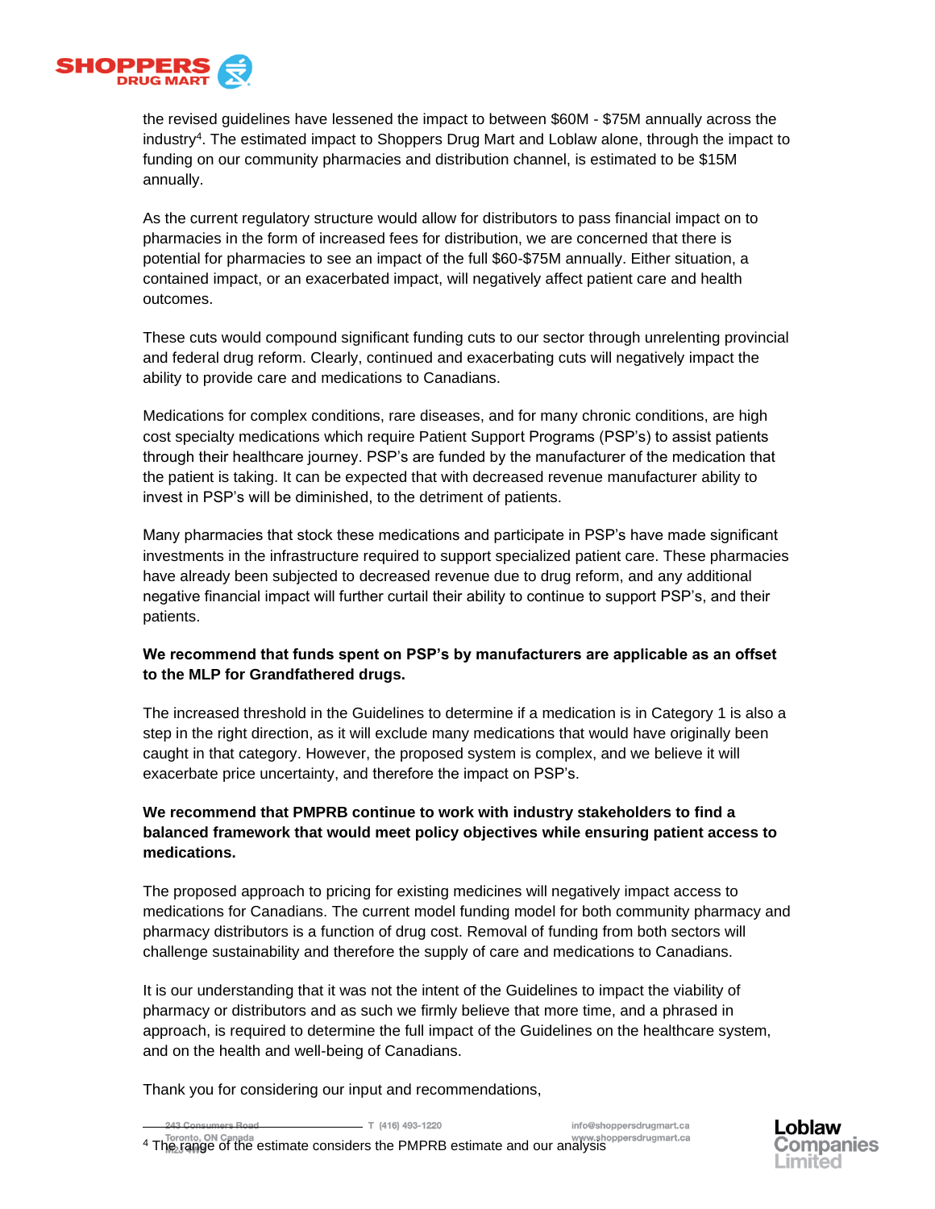the revised guidelines have lessened the impact to between $60M - $75M annually across the industry[4]. The estimated impact to Shoppers Drug Mart and Loblaw alone, through the impact to funding on our community pharmacies and distribution channel, is estimated to be $15M annually.

As the current regulatory structure would allow for distributors to pass financial impact on to pharmacies in the form of increased fees for distribution, we are concerned that there is potential for pharmacies to see an impact of the full $60-$75M annually. Either situation, a contained impact, or an exacerbated impact, will negatively affect patient care and health outcomes.

These cuts would compound significant funding cuts to our sector through unrelenting provincial and federal drug reform. Clearly, continued and exacerbating cuts will negatively impact the ability to provide care and medications to Canadians.

Medications for complex conditions, rare diseases, and for many chronic conditions, are high cost specialty medications which require Patient Support Programs (PSP's) to assist patients through their healthcare journey. PSP's are funded by the manufacturer of the medication that the patient is taking. It can be expected that with decreased revenue manufacturer ability to invest in PSP's will be diminished, to the detriment of patients.

Many pharmacies that stock these medications and participate in PSP's have made significant investments in the infrastructure required to support specialized patient care. These pharmacies have already been subjected to decreased revenue due to drug reform, and any additional negative financial impact will further curtail their ability to continue to support PSP's, and their patients.

**We recommend that funds spent on PSP's by manufacturers are applicable as an offset to the MLP for Grandfathered drugs.**

The increased threshold in the Guidelines to determine if a medication is in Category 1 is also a step in the right direction, as it will exclude many medications that would have originally been caught in that category. However, the proposed system is complex, and we believe it will exacerbate price uncertainty, and therefore the impact on PSP's.

**We recommend that PMPRB continue to work with industry stakeholders to find a balanced framework that would meet policy objectives while ensuring patient access to medications.**

The proposed approach to pricing for existing medicines will negatively impact access to medications for Canadians. The current model funding model for both community pharmacy and pharmacy distributors is a function of drug cost. Removal of funding from both sectors will challenge sustainability and therefore the supply of care and medications to Canadians.

It is our understanding that it was not the intent of the Guidelines to impact the viability of pharmacy or distributors and as such we firmly believe that more time, and a phrased in approach, is required to determine the full impact of the Guidelines on the healthcare system, and on the health and well-being of Canadians.

Thank you for considering our input and recommendations,

[4] The range of the estimate considers the PMPRB estimate and our analysis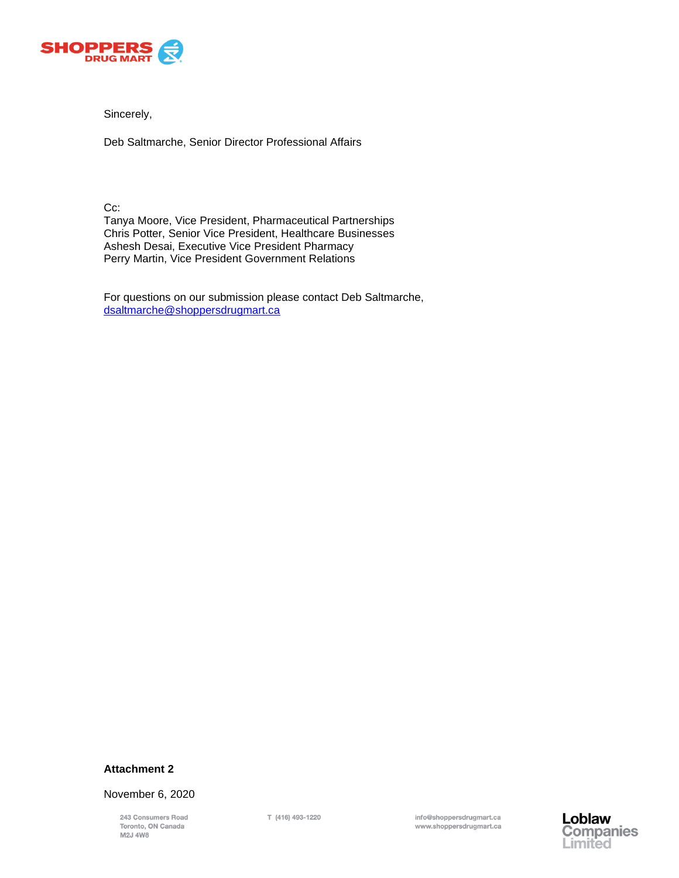Sincerely,

Deb Saltmarche, Senior Director Professional Affairs

Cc:
Tanya Moore, Vice President, Pharmaceutical Partnerships
Chris Potter, Senior Vice President, Healthcare Businesses
Ashesh Desai, Executive Vice President Pharmacy
Perry Martin, Vice President Government Relations

For questions on our submission please contact Deb Saltmarche, dsaltmarche@shoppersdrugmart.ca

**Attachment 2**

November 6, 2020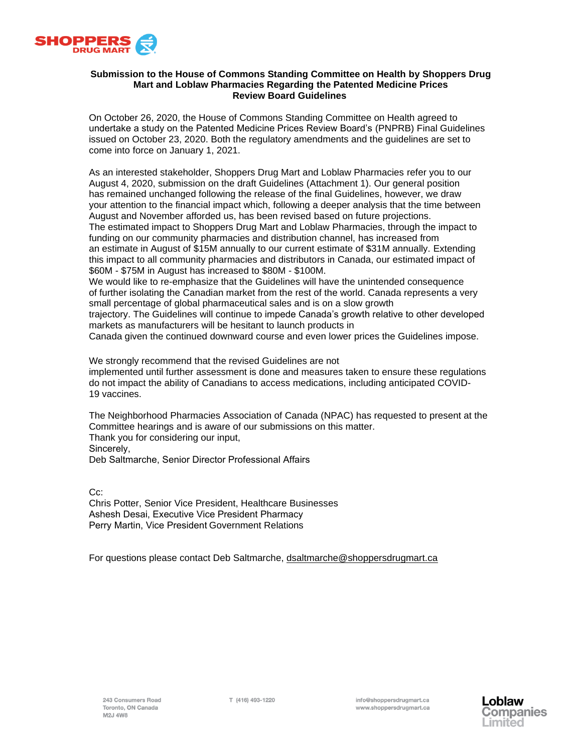**Submission to the House of Commons Standing Committee on Health by Shoppers Drug Mart and Loblaw Pharmacies Regarding the Patented Medicine Prices Review Board Guidelines**

On October 26, 2020, the House of Commons Standing Committee on Health agreed to undertake a study on the Patented Medicine Prices Review Board's (PNPRB) Final Guidelines issued on October 23, 2020. Both the regulatory amendments and the guidelines are set to come into force on January 1, 2021.

As an interested stakeholder, Shoppers Drug Mart and Loblaw Pharmacies refer you to our August 4, 2020, submission on the draft Guidelines (Attachment 1). Our general position has remained unchanged following the release of the final Guidelines, however, we draw your attention to the financial impact which, following a deeper analysis that the time between August and November afforded us, has been revised based on future projections.

The estimated impact to Shoppers Drug Mart and Loblaw Pharmacies, through the impact to funding on our community pharmacies and distribution channel, has increased from an estimate in August of $15M annually to our current estimate of $31M annually. Extending this impact to all community pharmacies and distributors in Canada, our estimated impact of $60M - $75M in August has increased to $80M - $100M.

We would like to re-emphasize that the Guidelines will have the unintended consequence of further isolating the Canadian market from the rest of the world. Canada represents a very small percentage of global pharmaceutical sales and is on a slow growth trajectory. The Guidelines will continue to impede Canada's growth relative to other developed markets as manufacturers will be hesitant to launch products in Canada given the continued downward course and even lower prices the Guidelines impose.

We strongly recommend that the revised Guidelines are not implemented until further assessment is done and measures taken to ensure these regulations do not impact the ability of Canadians to access medications, including anticipated COVID-19 vaccines.

The Neighborhood Pharmacies Association of Canada (NPAC) has requested to present at the Committee hearings and is aware of our submissions on this matter.

Thank you for considering our input,

Sincerely,

Deb Saltmarche, Senior Director Professional Affairs

Cc:

Chris Potter, Senior Vice President, Healthcare Businesses
Ashesh Desai, Executive Vice President Pharmacy
Perry Martin, Vice President Government Relations

For questions please contact Deb Saltmarche, dsaltmarche@shoppersdrugmart.ca

243 Consumers Road
Toronto, ON Canada
M2J 4W8

T (416) 493-1220

info@shoppersdrugmart.ca
www.shoppersdrugmart.ca